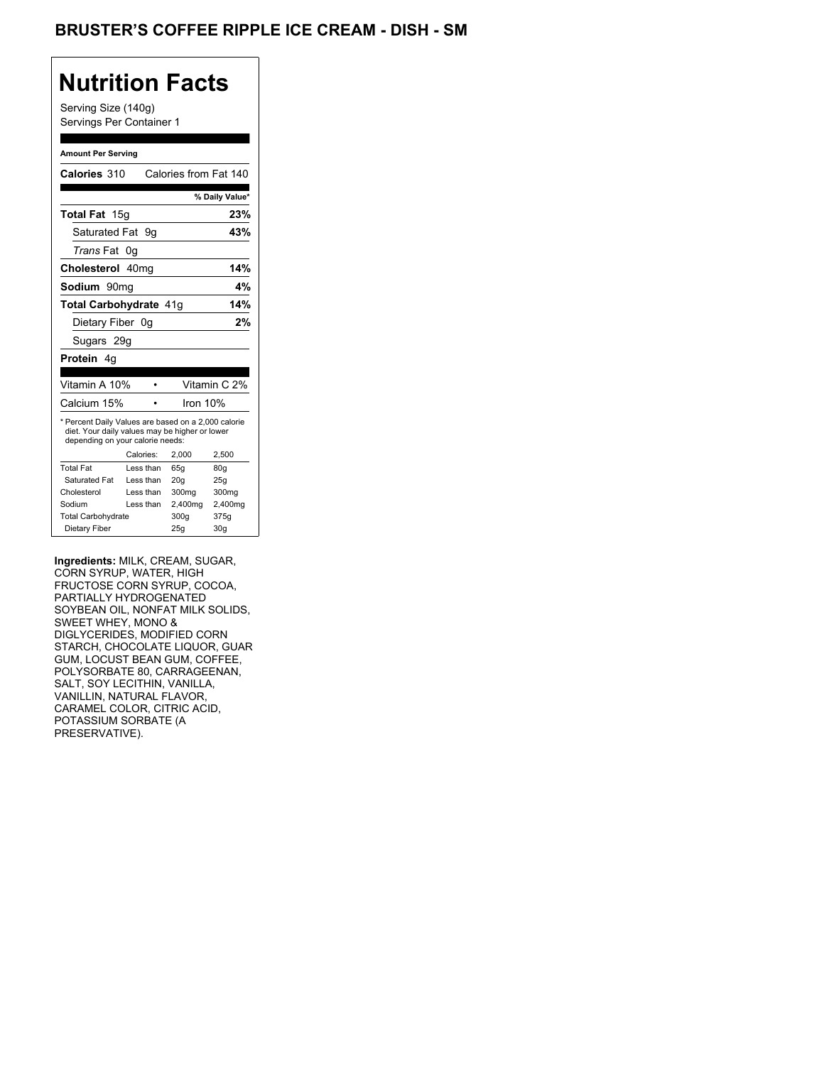# BRUSTER'S COFFEE RIPPLE ICE CREAM - DISH - SM

## Nutrition Facts

Serving Size (140g)
Servings Per Container 1

**Amount Per Serving**

**Calories** 310 Calories from Fat 140

| | % Daily Value* |
|---|---|
| **Total Fat** 15g | **23%** |
| Saturated Fat 9g | **43%** |
| *Trans* Fat 0g | |
| **Cholesterol** 40mg | **14%** |
| **Sodium** 90mg | **4%** |
| **Total Carbohydrate** 41g | **14%** |
| Dietary Fiber 0g | **2%** |
| Sugars 29g | |
| **Protein** 4g | |

| | |
|---|---|
| Vitamin A 10% | Vitamin C 2% |
| Calcium 15% | Iron 10% |

* Percent Daily Values are based on a 2,000 calorie diet. Your daily values may be higher or lower depending on your calorie needs:

| | Calories: | 2,000 | 2,500 |
|---|---|---|---|
| Total Fat | Less than | 65g | 80g |
| Saturated Fat | Less than | 20g | 25g |
| Cholesterol | Less than | 300mg | 300mg |
| Sodium | Less than | 2,400mg | 2,400mg |
| Total Carbohydrate | | 300g | 375g |
| Dietary Fiber | | 25g | 30g |

**Ingredients:** MILK, CREAM, SUGAR, CORN SYRUP, WATER, HIGH FRUCTOSE CORN SYRUP, COCOA, PARTIALLY HYDROGENATED SOYBEAN OIL, NONFAT MILK SOLIDS, SWEET WHEY, MONO & DIGLYCERIDES, MODIFIED CORN STARCH, CHOCOLATE LIQUOR, GUAR GUM, LOCUST BEAN GUM, COFFEE, POLYSORBATE 80, CARRAGEENAN, SALT, SOY LECITHIN, VANILLA, VANILLIN, NATURAL FLAVOR, CARAMEL COLOR, CITRIC ACID, POTASSIUM SORBATE (A PRESERVATIVE).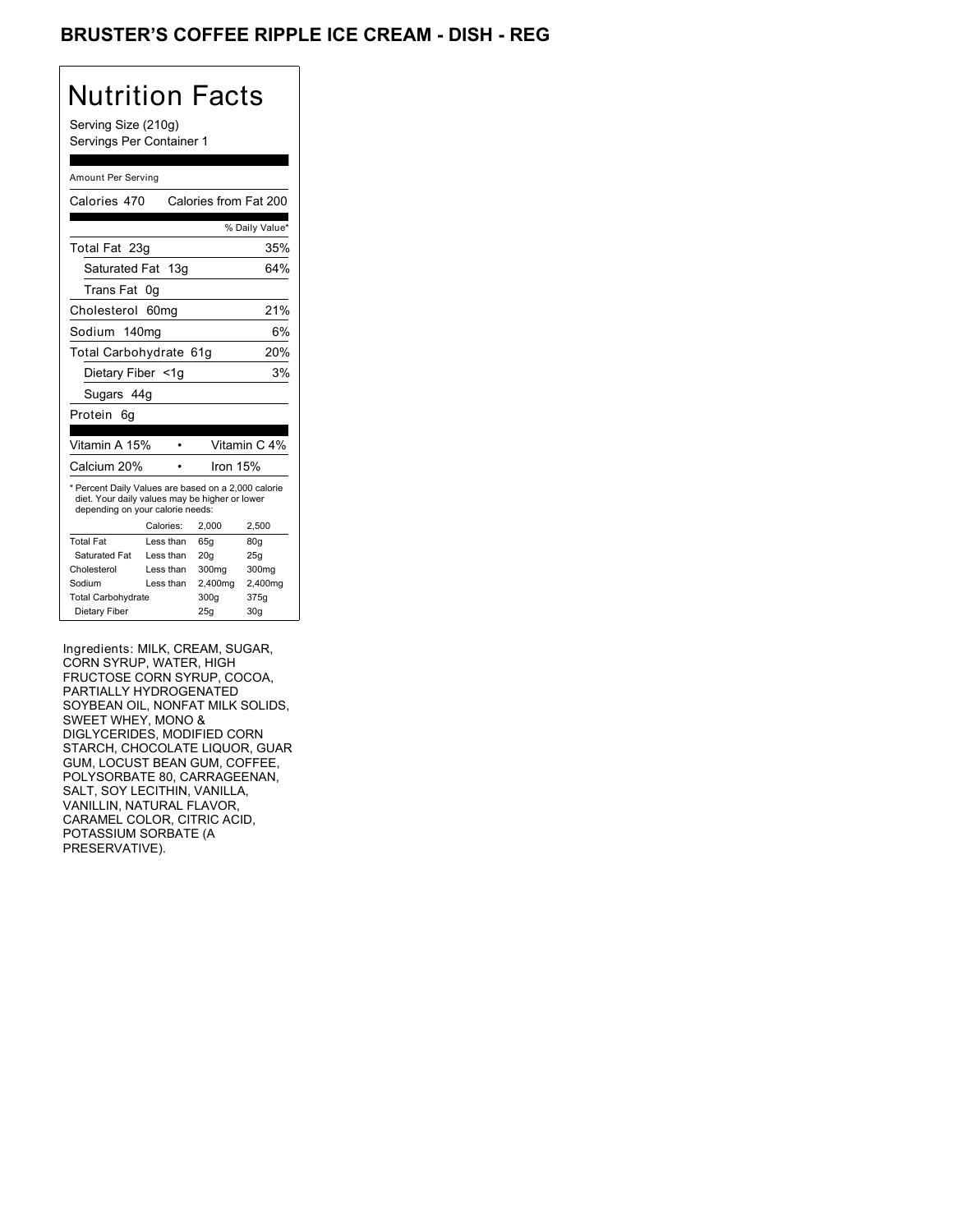# BRUSTER'S COFFEE RIPPLE ICE CREAM - DISH - REG

## Nutrition Facts

Serving Size (210g)
Servings Per Container 1

Amount Per Serving

| | |
|---|---|
| Calories 470 | Calories from Fat 200 |
| | % Daily Value* |
| Total Fat 23g | 35% |
| Saturated Fat 13g | 64% |
| Trans Fat 0g | |
| Cholesterol 60mg | 21% |
| Sodium 140mg | 6% |
| Total Carbohydrate 61g | 20% |
| Dietary Fiber <1g | 3% |
| Sugars 44g | |
| Protein 6g | |

| | |
|---|---|
| Vitamin A 15% | Vitamin C 4% |
| Calcium 20% | Iron 15% |

* Percent Daily Values are based on a 2,000 calorie diet. Your daily values may be higher or lower depending on your calorie needs:

| | Calories: | 2,000 | 2,500 |
|---|---|---|---|
| Total Fat | Less than | 65g | 80g |
| Saturated Fat | Less than | 20g | 25g |
| Cholesterol | Less than | 300mg | 300mg |
| Sodium | Less than | 2,400mg | 2,400mg |
| Total Carbohydrate | | 300g | 375g |
| Dietary Fiber | | 25g | 30g |

Ingredients: MILK, CREAM, SUGAR, CORN SYRUP, WATER, HIGH FRUCTOSE CORN SYRUP, COCOA, PARTIALLY HYDROGENATED SOYBEAN OIL, NONFAT MILK SOLIDS, SWEET WHEY, MONO & DIGLYCERIDES, MODIFIED CORN STARCH, CHOCOLATE LIQUOR, GUAR GUM, LOCUST BEAN GUM, COFFEE, POLYSORBATE 80, CARRAGEENAN, SALT, SOY LECITHIN, VANILLA, VANILLIN, NATURAL FLAVOR, CARAMEL COLOR, CITRIC ACID, POTASSIUM SORBATE (A PRESERVATIVE).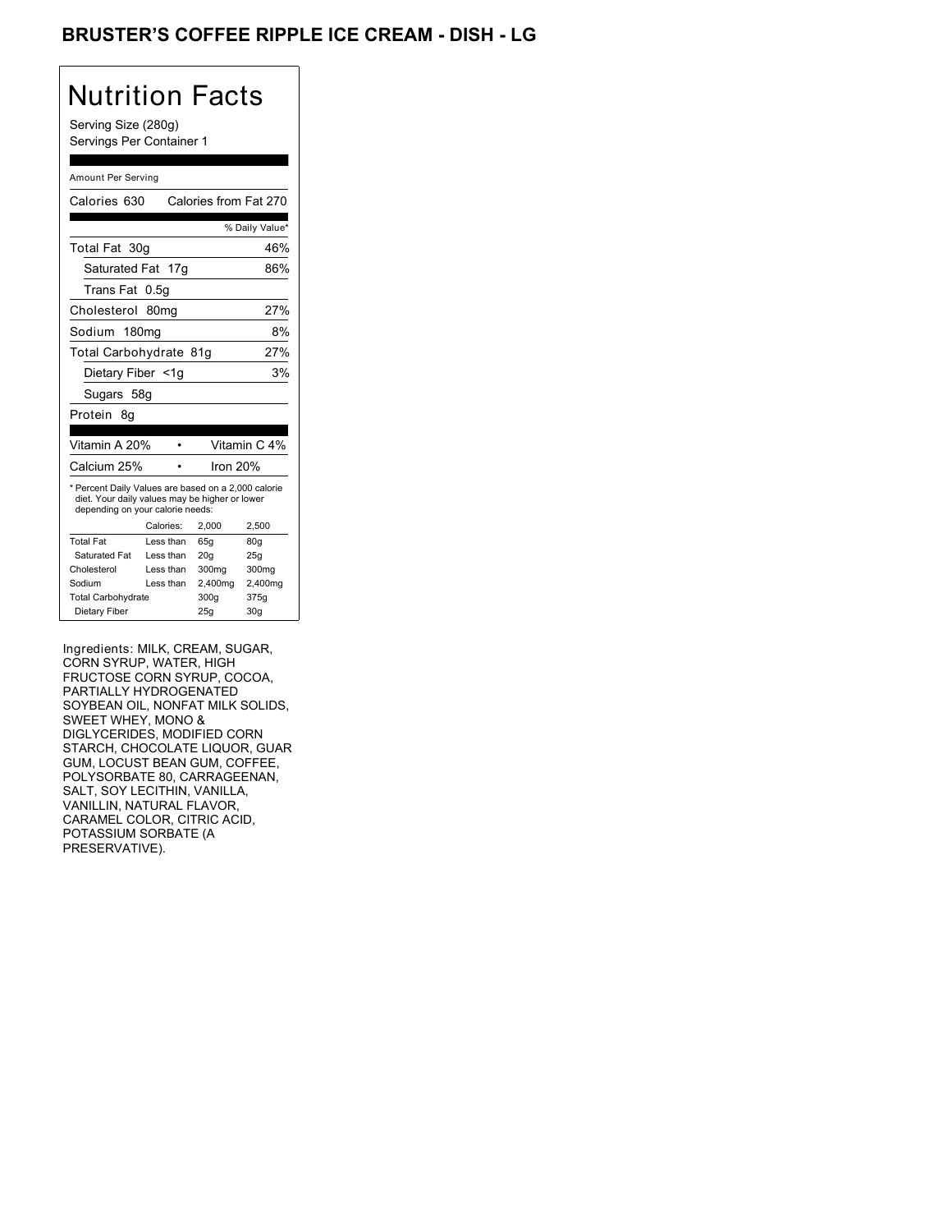# BRUSTER'S COFFEE RIPPLE ICE CREAM - DISH - LG

## Nutrition Facts

Serving Size (280g)
Servings Per Container 1

Amount Per Serving

| Calories 630 | Calories from Fat 270 |
|---|---|
| | % Daily Value* |
| Total Fat 30g | 46% |
| Saturated Fat 17g | 86% |
| Trans Fat 0.5g | |
| Cholesterol 80mg | 27% |
| Sodium 180mg | 8% |
| Total Carbohydrate 81g | 27% |
| Dietary Fiber <1g | 3% |
| Sugars 58g | |
| Protein 8g | |

| Vitamin A 20% | • | Vitamin C 4% |
|---|---|---|
| Calcium 25% | • | Iron 20% |

* Percent Daily Values are based on a 2,000 calorie diet. Your daily values may be higher or lower depending on your calorie needs:

| | Calories: | 2,000 | 2,500 |
|---|---|---|---|
| Total Fat | Less than | 65g | 80g |
| Saturated Fat | Less than | 20g | 25g |
| Cholesterol | Less than | 300mg | 300mg |
| Sodium | Less than | 2,400mg | 2,400mg |
| Total Carbohydrate | | 300g | 375g |
| Dietary Fiber | | 25g | 30g |

Ingredients: MILK, CREAM, SUGAR, CORN SYRUP, WATER, HIGH FRUCTOSE CORN SYRUP, COCOA, PARTIALLY HYDROGENATED SOYBEAN OIL, NONFAT MILK SOLIDS, SWEET WHEY, MONO & DIGLYCERIDES, MODIFIED CORN STARCH, CHOCOLATE LIQUOR, GUAR GUM, LOCUST BEAN GUM, COFFEE, POLYSORBATE 80, CARRAGEENAN, SALT, SOY LECITHIN, VANILLA, VANILLIN, NATURAL FLAVOR, CARAMEL COLOR, CITRIC ACID, POTASSIUM SORBATE (A PRESERVATIVE).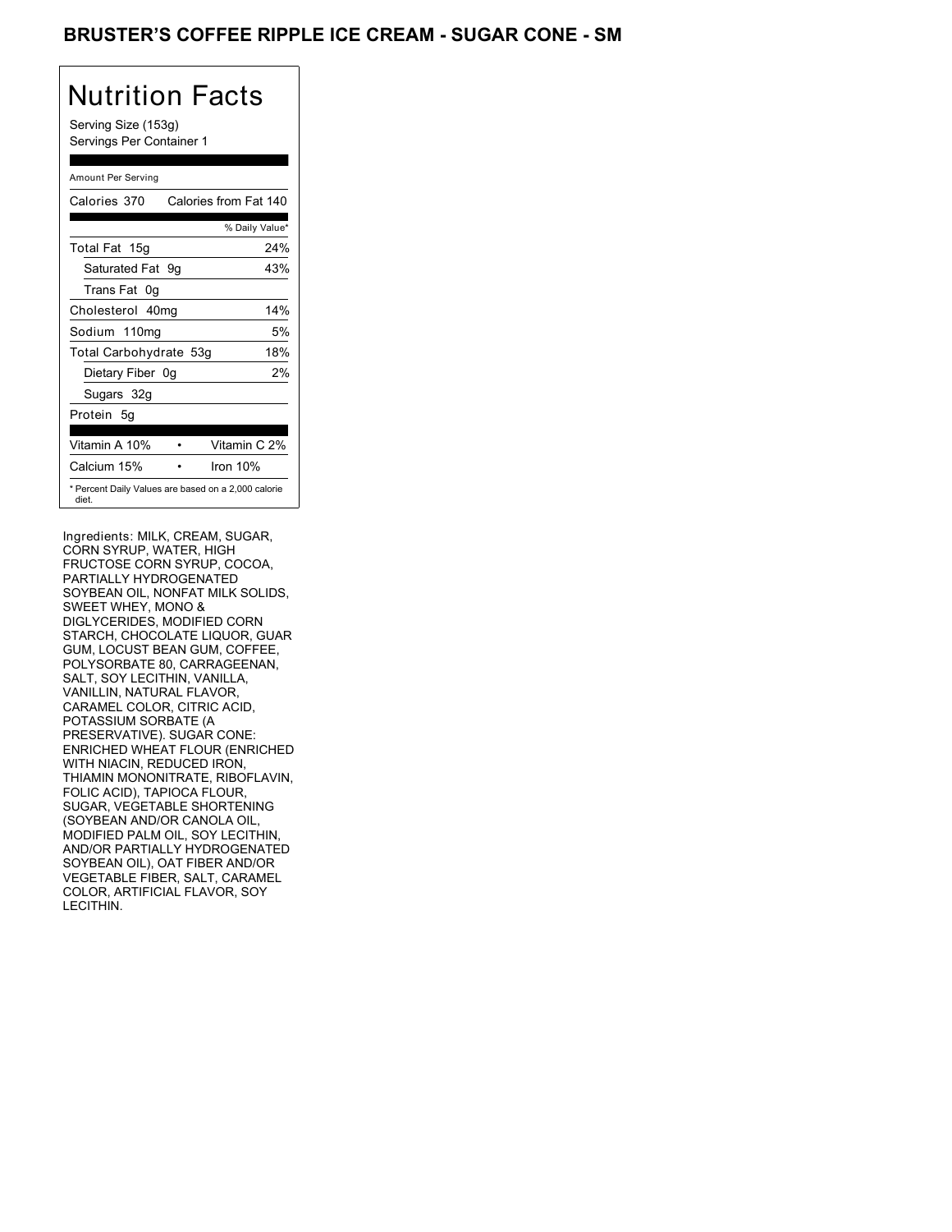# BRUSTER'S COFFEE RIPPLE ICE CREAM - SUGAR CONE - SM

## Nutrition Facts

Serving Size (153g)
Servings Per Container 1

Amount Per Serving

| Calories 370 | Calories from Fat 140 |
|---|---|
| | % Daily Value* |
| Total Fat 15g | 24% |
| Saturated Fat 9g | 43% |
| Trans Fat 0g | |
| Cholesterol 40mg | 14% |
| Sodium 110mg | 5% |
| Total Carbohydrate 53g | 18% |
| Dietary Fiber 0g | 2% |
| Sugars 32g | |
| Protein 5g | |

| Vitamin A 10% | • | Vitamin C 2% |
|---|---|---|
| Calcium 15% | • | Iron 10% |

* Percent Daily Values are based on a 2,000 calorie diet.

Ingredients: MILK, CREAM, SUGAR, CORN SYRUP, WATER, HIGH FRUCTOSE CORN SYRUP, COCOA, PARTIALLY HYDROGENATED SOYBEAN OIL, NONFAT MILK SOLIDS, SWEET WHEY, MONO & DIGLYCERIDES, MODIFIED CORN STARCH, CHOCOLATE LIQUOR, GUAR GUM, LOCUST BEAN GUM, COFFEE, POLYSORBATE 80, CARRAGEENAN, SALT, SOY LECITHIN, VANILLA, VANILLIN, NATURAL FLAVOR, CARAMEL COLOR, CITRIC ACID, POTASSIUM SORBATE (A PRESERVATIVE). SUGAR CONE: ENRICHED WHEAT FLOUR (ENRICHED WITH NIACIN, REDUCED IRON, THIAMIN MONONITRATE, RIBOFLAVIN, FOLIC ACID), TAPIOCA FLOUR, SUGAR, VEGETABLE SHORTENING (SOYBEAN AND/OR CANOLA OIL, MODIFIED PALM OIL, SOY LECITHIN, AND/OR PARTIALLY HYDROGENATED SOYBEAN OIL), OAT FIBER AND/OR VEGETABLE FIBER, SALT, CARAMEL COLOR, ARTIFICIAL FLAVOR, SOY LECITHIN.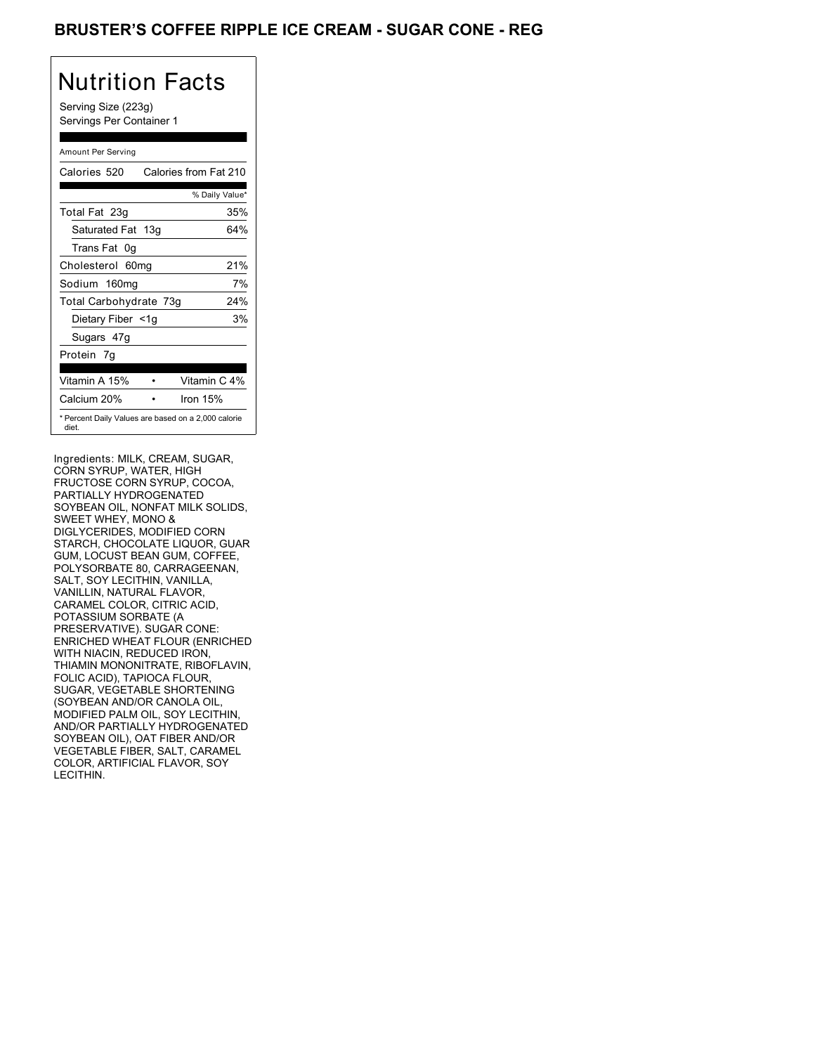# BRUSTER'S COFFEE RIPPLE ICE CREAM - SUGAR CONE - REG

## Nutrition Facts

Serving Size (223g)
Servings Per Container 1

Amount Per Serving

| Calories 520 | Calories from Fat 210 |
| --- | --- |
| | % Daily Value* |
| Total Fat 23g | 35% |
| Saturated Fat 13g | 64% |
| Trans Fat 0g | |
| Cholesterol 60mg | 21% |
| Sodium 160mg | 7% |
| Total Carbohydrate 73g | 24% |
| Dietary Fiber <1g | 3% |
| Sugars 47g | |
| Protein 7g | |
| Vitamin A 15% | Vitamin C 4% |
| Calcium 20% | Iron 15% |

* Percent Daily Values are based on a 2,000 calorie diet.

Ingredients: MILK, CREAM, SUGAR, CORN SYRUP, WATER, HIGH FRUCTOSE CORN SYRUP, COCOA, PARTIALLY HYDROGENATED SOYBEAN OIL, NONFAT MILK SOLIDS, SWEET WHEY, MONO & DIGLYCERIDES, MODIFIED CORN STARCH, CHOCOLATE LIQUOR, GUAR GUM, LOCUST BEAN GUM, COFFEE, POLYSORBATE 80, CARRAGEENAN, SALT, SOY LECITHIN, VANILLA, VANILLIN, NATURAL FLAVOR, CARAMEL COLOR, CITRIC ACID, POTASSIUM SORBATE (A PRESERVATIVE). SUGAR CONE: ENRICHED WHEAT FLOUR (ENRICHED WITH NIACIN, REDUCED IRON, THIAMIN MONONITRATE, RIBOFLAVIN, FOLIC ACID), TAPIOCA FLOUR, SUGAR, VEGETABLE SHORTENING (SOYBEAN AND/OR CANOLA OIL, MODIFIED PALM OIL, SOY LECITHIN, AND/OR PARTIALLY HYDROGENATED SOYBEAN OIL), OAT FIBER AND/OR VEGETABLE FIBER, SALT, CARAMEL COLOR, ARTIFICIAL FLAVOR, SOY LECITHIN.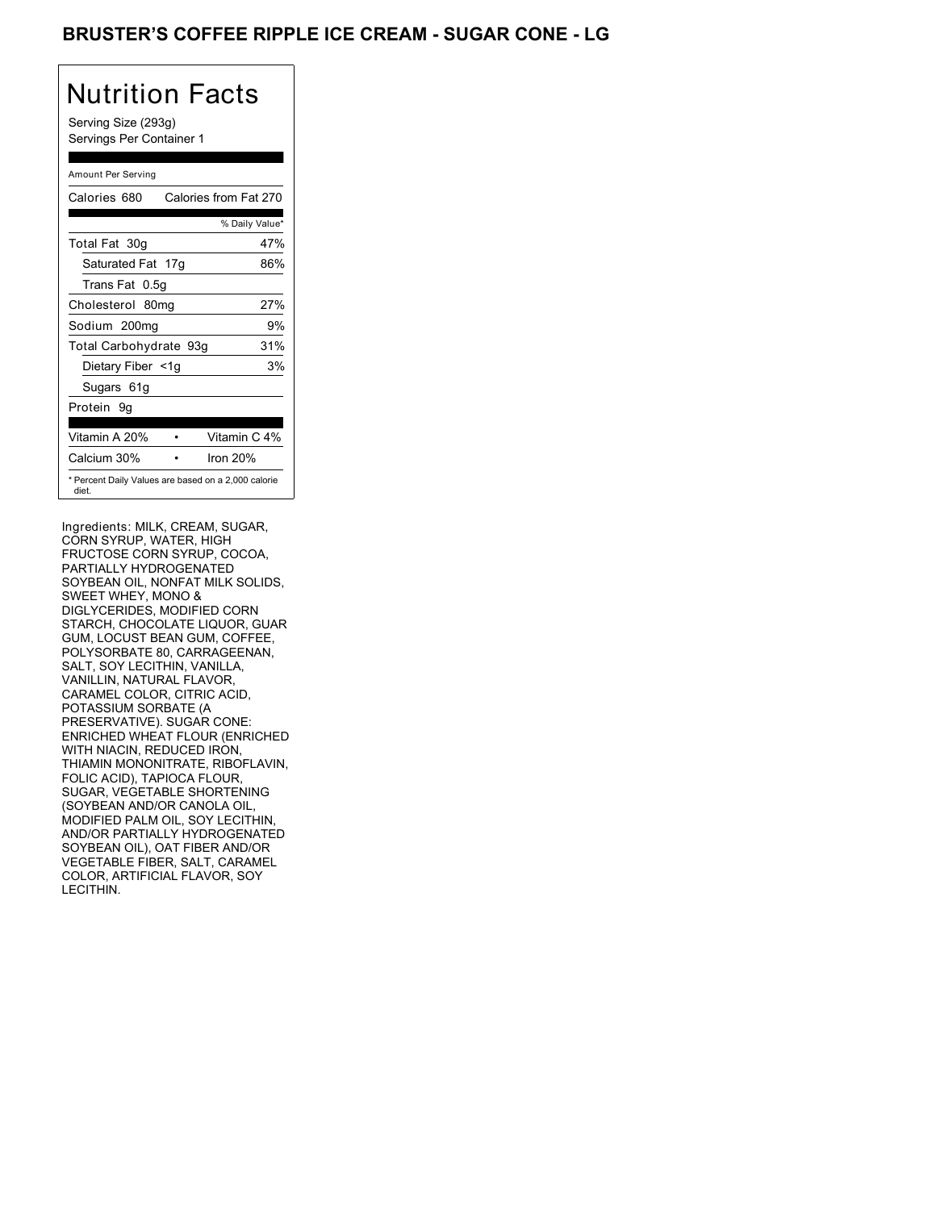# BRUSTER'S COFFEE RIPPLE ICE CREAM - SUGAR CONE - LG

## Nutrition Facts

Serving Size (293g)
Servings Per Container 1

| Amount Per Serving | |
|---|---|
| Calories 680 | Calories from Fat 270 |
| | % Daily Value* |
| Total Fat 30g | 47% |
| Saturated Fat 17g | 86% |
| Trans Fat 0.5g | |
| Cholesterol 80mg | 27% |
| Sodium 200mg | 9% |
| Total Carbohydrate 93g | 31% |
| Dietary Fiber <1g | 3% |
| Sugars 61g | |
| Protein 9g | |
| Vitamin A 20% | Vitamin C 4% |
| Calcium 30% | Iron 20% |

* Percent Daily Values are based on a 2,000 calorie diet.

Ingredients: MILK, CREAM, SUGAR, CORN SYRUP, WATER, HIGH FRUCTOSE CORN SYRUP, COCOA, PARTIALLY HYDROGENATED SOYBEAN OIL, NONFAT MILK SOLIDS, SWEET WHEY, MONO & DIGLYCERIDES, MODIFIED CORN STARCH, CHOCOLATE LIQUOR, GUAR GUM, LOCUST BEAN GUM, COFFEE, POLYSORBATE 80, CARRAGEENAN, SALT, SOY LECITHIN, VANILLA, VANILLIN, NATURAL FLAVOR, CARAMEL COLOR, CITRIC ACID, POTASSIUM SORBATE (A PRESERVATIVE). SUGAR CONE: ENRICHED WHEAT FLOUR (ENRICHED WITH NIACIN, REDUCED IRON, THIAMIN MONONITRATE, RIBOFLAVIN, FOLIC ACID), TAPIOCA FLOUR, SUGAR, VEGETABLE SHORTENING (SOYBEAN AND/OR CANOLA OIL, MODIFIED PALM OIL, SOY LECITHIN, AND/OR PARTIALLY HYDROGENATED SOYBEAN OIL), OAT FIBER AND/OR VEGETABLE FIBER, SALT, CARAMEL COLOR, ARTIFICIAL FLAVOR, SOY LECITHIN.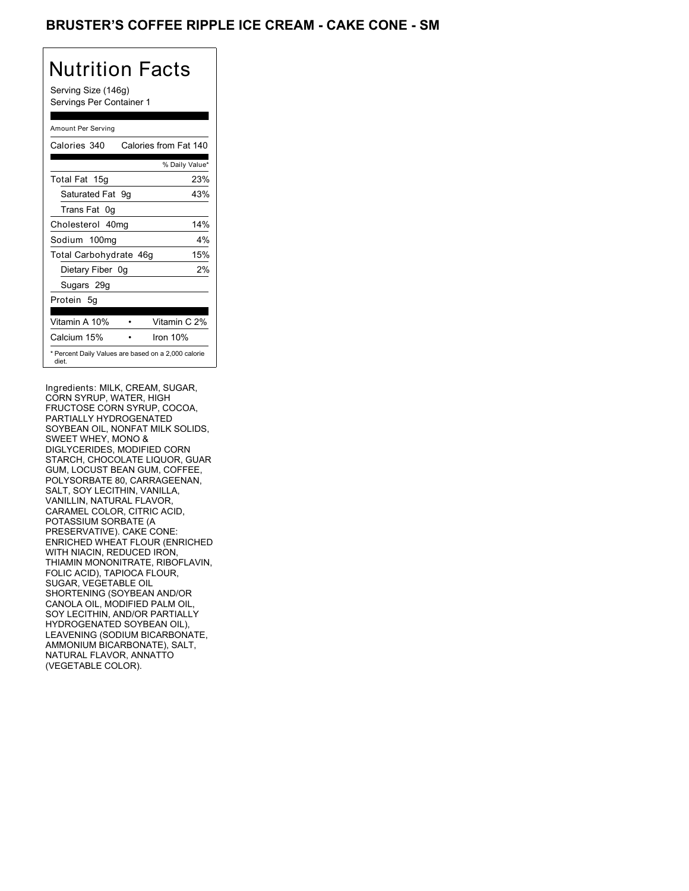# BRUSTER'S COFFEE RIPPLE ICE CREAM - CAKE CONE - SM

## Nutrition Facts

Serving Size (146g)
Servings Per Container 1

Amount Per Serving

| Calories 340 | Calories from Fat 140 |
|---|---|
| | % Daily Value* |
| Total Fat 15g | 23% |
| Saturated Fat 9g | 43% |
| Trans Fat 0g | |
| Cholesterol 40mg | 14% |
| Sodium 100mg | 4% |
| Total Carbohydrate 46g | 15% |
| Dietary Fiber 0g | 2% |
| Sugars 29g | |
| Protein 5g | |

| Vitamin A 10% | • | Vitamin C 2% |
|---|---|---|
| Calcium 15% | • | Iron 10% |

\* Percent Daily Values are based on a 2,000 calorie diet.

Ingredients: MILK, CREAM, SUGAR, CORN SYRUP, WATER, HIGH FRUCTOSE CORN SYRUP, COCOA, PARTIALLY HYDROGENATED SOYBEAN OIL, NONFAT MILK SOLIDS, SWEET WHEY, MONO & DIGLYCERIDES, MODIFIED CORN STARCH, CHOCOLATE LIQUOR, GUAR GUM, LOCUST BEAN GUM, COFFEE, POLYSORBATE 80, CARRAGEENAN, SALT, SOY LECITHIN, VANILLA, VANILLIN, NATURAL FLAVOR, CARAMEL COLOR, CITRIC ACID, POTASSIUM SORBATE (A PRESERVATIVE). CAKE CONE: ENRICHED WHEAT FLOUR (ENRICHED WITH NIACIN, REDUCED IRON, THIAMIN MONONITRATE, RIBOFLAVIN, FOLIC ACID), TAPIOCA FLOUR, SUGAR, VEGETABLE OIL SHORTENING (SOYBEAN AND/OR CANOLA OIL, MODIFIED PALM OIL, SOY LECITHIN, AND/OR PARTIALLY HYDROGENATED SOYBEAN OIL), LEAVENING (SODIUM BICARBONATE, AMMONIUM BICARBONATE), SALT, NATURAL FLAVOR, ANNATTO (VEGETABLE COLOR).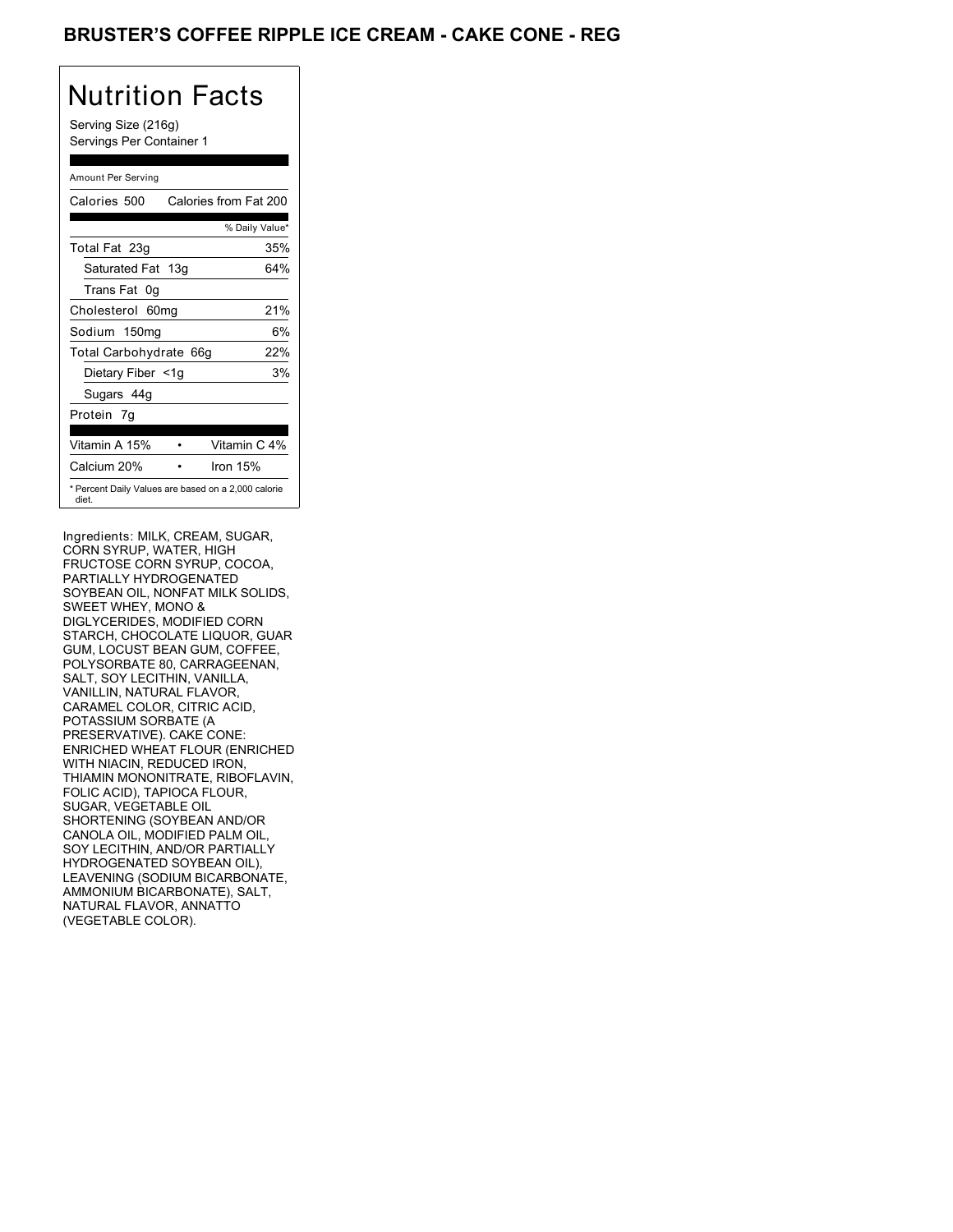# BRUSTER'S COFFEE RIPPLE ICE CREAM - CAKE CONE - REG

## Nutrition Facts

Serving Size (216g)
Servings Per Container 1

Amount Per Serving

| Calories 500 | Calories from Fat 200 |
|---|---|
| | % Daily Value* |
| Total Fat 23g | 35% |
| Saturated Fat 13g | 64% |
| Trans Fat 0g | |
| Cholesterol 60mg | 21% |
| Sodium 150mg | 6% |
| Total Carbohydrate 66g | 22% |
| Dietary Fiber <1g | 3% |
| Sugars 44g | |
| Protein 7g | |
| Vitamin A 15% • | Vitamin C 4% |
| Calcium 20% • | Iron 15% |

* Percent Daily Values are based on a 2,000 calorie diet.

Ingredients: MILK, CREAM, SUGAR, CORN SYRUP, WATER, HIGH FRUCTOSE CORN SYRUP, COCOA, PARTIALLY HYDROGENATED SOYBEAN OIL, NONFAT MILK SOLIDS, SWEET WHEY, MONO & DIGLYCERIDES, MODIFIED CORN STARCH, CHOCOLATE LIQUOR, GUAR GUM, LOCUST BEAN GUM, COFFEE, POLYSORBATE 80, CARRAGEENAN, SALT, SOY LECITHIN, VANILLA, VANILLIN, NATURAL FLAVOR, CARAMEL COLOR, CITRIC ACID, POTASSIUM SORBATE (A PRESERVATIVE). CAKE CONE: ENRICHED WHEAT FLOUR (ENRICHED WITH NIACIN, REDUCED IRON, THIAMIN MONONITRATE, RIBOFLAVIN, FOLIC ACID), TAPIOCA FLOUR, SUGAR, VEGETABLE OIL SHORTENING (SOYBEAN AND/OR CANOLA OIL, MODIFIED PALM OIL, SOY LECITHIN, AND/OR PARTIALLY HYDROGENATED SOYBEAN OIL), LEAVENING (SODIUM BICARBONATE, AMMONIUM BICARBONATE), SALT, NATURAL FLAVOR, ANNATTO (VEGETABLE COLOR).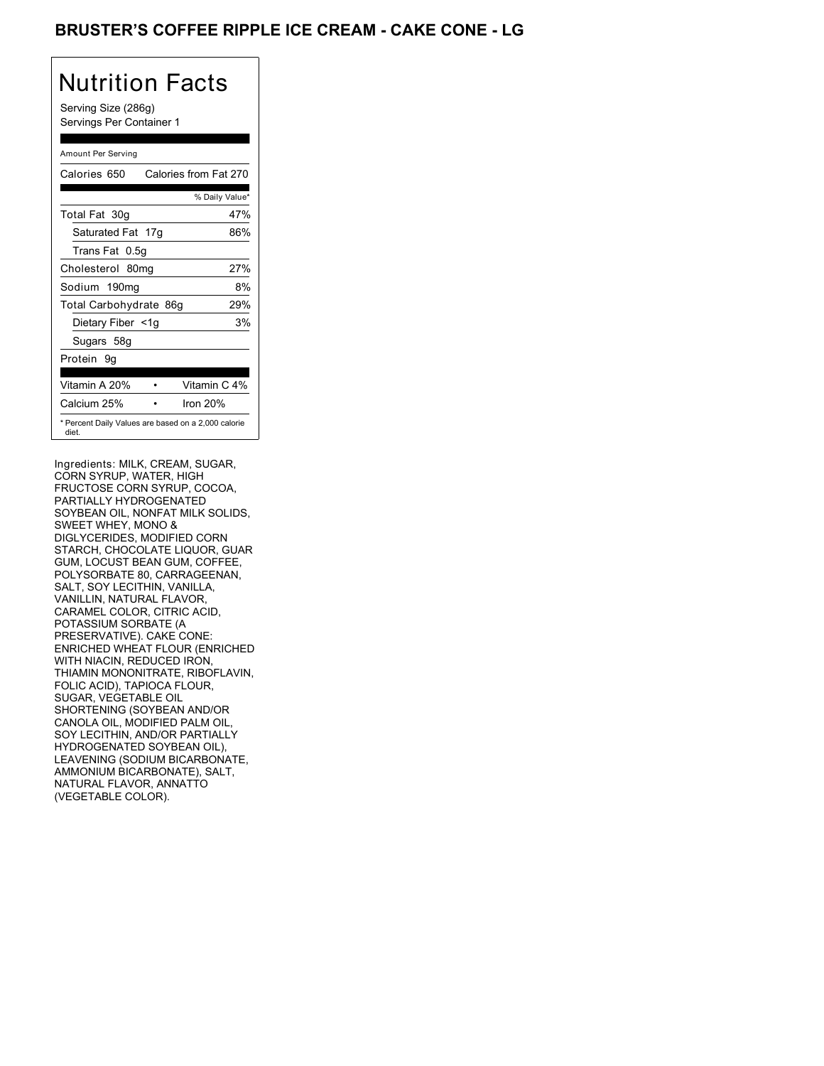# BRUSTER'S COFFEE RIPPLE ICE CREAM - CAKE CONE - LG

## Nutrition Facts

Serving Size (286g)
Servings Per Container 1

Amount Per Serving

| Calories 650 | Calories from Fat 270 |
| --- | --- |
| | % Daily Value* |
| Total Fat 30g | 47% |
| Saturated Fat 17g | 86% |
| Trans Fat 0.5g | |
| Cholesterol 80mg | 27% |
| Sodium 190mg | 8% |
| Total Carbohydrate 86g | 29% |
| Dietary Fiber <1g | 3% |
| Sugars 58g | |
| Protein 9g | |
| Vitamin A 20% • | Vitamin C 4% |
| Calcium 25% • | Iron 20% |

* Percent Daily Values are based on a 2,000 calorie diet.

Ingredients: MILK, CREAM, SUGAR, CORN SYRUP, WATER, HIGH FRUCTOSE CORN SYRUP, COCOA, PARTIALLY HYDROGENATED SOYBEAN OIL, NONFAT MILK SOLIDS, SWEET WHEY, MONO & DIGLYCERIDES, MODIFIED CORN STARCH, CHOCOLATE LIQUOR, GUAR GUM, LOCUST BEAN GUM, COFFEE, POLYSORBATE 80, CARRAGEENAN, SALT, SOY LECITHIN, VANILLA, VANILLIN, NATURAL FLAVOR, CARAMEL COLOR, CITRIC ACID, POTASSIUM SORBATE (A PRESERVATIVE). CAKE CONE: ENRICHED WHEAT FLOUR (ENRICHED WITH NIACIN, REDUCED IRON, THIAMIN MONONITRATE, RIBOFLAVIN, FOLIC ACID), TAPIOCA FLOUR, SUGAR, VEGETABLE OIL SHORTENING (SOYBEAN AND/OR CANOLA OIL, MODIFIED PALM OIL, SOY LECITHIN, AND/OR PARTIALLY HYDROGENATED SOYBEAN OIL), LEAVENING (SODIUM BICARBONATE, AMMONIUM BICARBONATE), SALT, NATURAL FLAVOR, ANNATTO (VEGETABLE COLOR).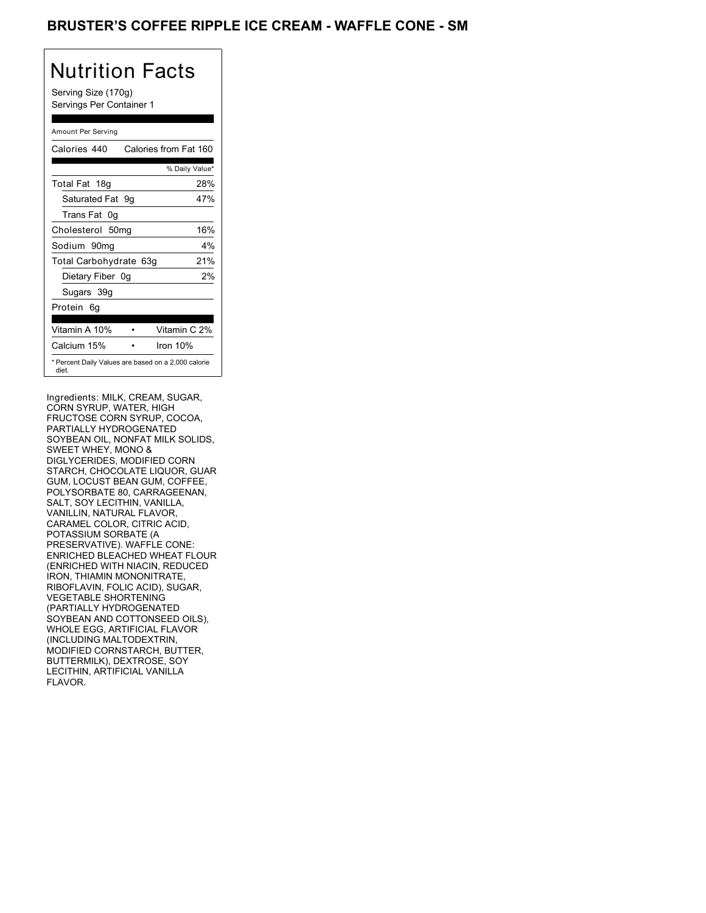# BRUSTER'S COFFEE RIPPLE ICE CREAM - WAFFLE CONE - SM

## Nutrition Facts

Serving Size (170g)
Servings Per Container 1

| Amount Per Serving | |
|---|---|
| Calories 440 | Calories from Fat 160 |
| | % Daily Value* |
| Total Fat 18g | 28% |
| Saturated Fat 9g | 47% |
| Trans Fat 0g | |
| Cholesterol 50mg | 16% |
| Sodium 90mg | 4% |
| Total Carbohydrate 63g | 21% |
| Dietary Fiber 0g | 2% |
| Sugars 39g | |
| Protein 6g | |
| Vitamin A 10% | Vitamin C 2% |
| Calcium 15% | Iron 10% |

* Percent Daily Values are based on a 2,000 calorie diet.

Ingredients: MILK, CREAM, SUGAR, CORN SYRUP, WATER, HIGH FRUCTOSE CORN SYRUP, COCOA, PARTIALLY HYDROGENATED SOYBEAN OIL, NONFAT MILK SOLIDS, SWEET WHEY, MONO & DIGLYCERIDES, MODIFIED CORN STARCH, CHOCOLATE LIQUOR, GUAR GUM, LOCUST BEAN GUM, COFFEE, POLYSORBATE 80, CARRAGEENAN, SALT, SOY LECITHIN, VANILLA, VANILLIN, NATURAL FLAVOR, CARAMEL COLOR, CITRIC ACID, POTASSIUM SORBATE (A PRESERVATIVE). WAFFLE CONE: ENRICHED BLEACHED WHEAT FLOUR (ENRICHED WITH NIACIN, REDUCED IRON, THIAMIN MONONITRATE, RIBOFLAVIN, FOLIC ACID), SUGAR, VEGETABLE SHORTENING (PARTIALLY HYDROGENATED SOYBEAN AND COTTONSEED OILS), WHOLE EGG, ARTIFICIAL FLAVOR (INCLUDING MALTODEXTRIN, MODIFIED CORNSTARCH, BUTTER, BUTTERMILK), DEXTROSE, SOY LECITHIN, ARTIFICIAL VANILLA FLAVOR.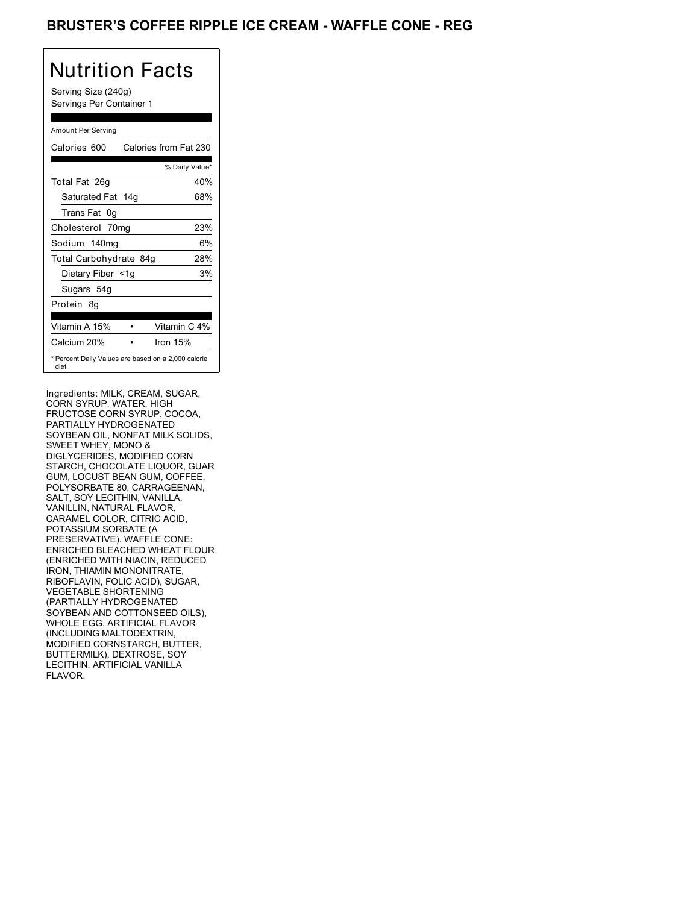# BRUSTER'S COFFEE RIPPLE ICE CREAM - WAFFLE CONE - REG

## Nutrition Facts

Serving Size (240g)
Servings Per Container 1

| Amount Per Serving | |
|---|---|
| Calories 600 | Calories from Fat 230 |
| | % Daily Value* |
| Total Fat 26g | 40% |
| Saturated Fat 14g | 68% |
| Trans Fat 0g | |
| Cholesterol 70mg | 23% |
| Sodium 140mg | 6% |
| Total Carbohydrate 84g | 28% |
| Dietary Fiber <1g | 3% |
| Sugars 54g | |
| Protein 8g | |
| Vitamin A 15% | Vitamin C 4% |
| Calcium 20% | Iron 15% |

* Percent Daily Values are based on a 2,000 calorie diet.

Ingredients: MILK, CREAM, SUGAR, CORN SYRUP, WATER, HIGH FRUCTOSE CORN SYRUP, COCOA, PARTIALLY HYDROGENATED SOYBEAN OIL, NONFAT MILK SOLIDS, SWEET WHEY, MONO & DIGLYCERIDES, MODIFIED CORN STARCH, CHOCOLATE LIQUOR, GUAR GUM, LOCUST BEAN GUM, COFFEE, POLYSORBATE 80, CARRAGEENAN, SALT, SOY LECITHIN, VANILLA, VANILLIN, NATURAL FLAVOR, CARAMEL COLOR, CITRIC ACID, POTASSIUM SORBATE (A PRESERVATIVE). WAFFLE CONE: ENRICHED BLEACHED WHEAT FLOUR (ENRICHED WITH NIACIN, REDUCED IRON, THIAMIN MONONITRATE, RIBOFLAVIN, FOLIC ACID), SUGAR, VEGETABLE SHORTENING (PARTIALLY HYDROGENATED SOYBEAN AND COTTONSEED OILS), WHOLE EGG, ARTIFICIAL FLAVOR (INCLUDING MALTODEXTRIN, MODIFIED CORNSTARCH, BUTTER, BUTTERMILK), DEXTROSE, SOY LECITHIN, ARTIFICIAL VANILLA FLAVOR.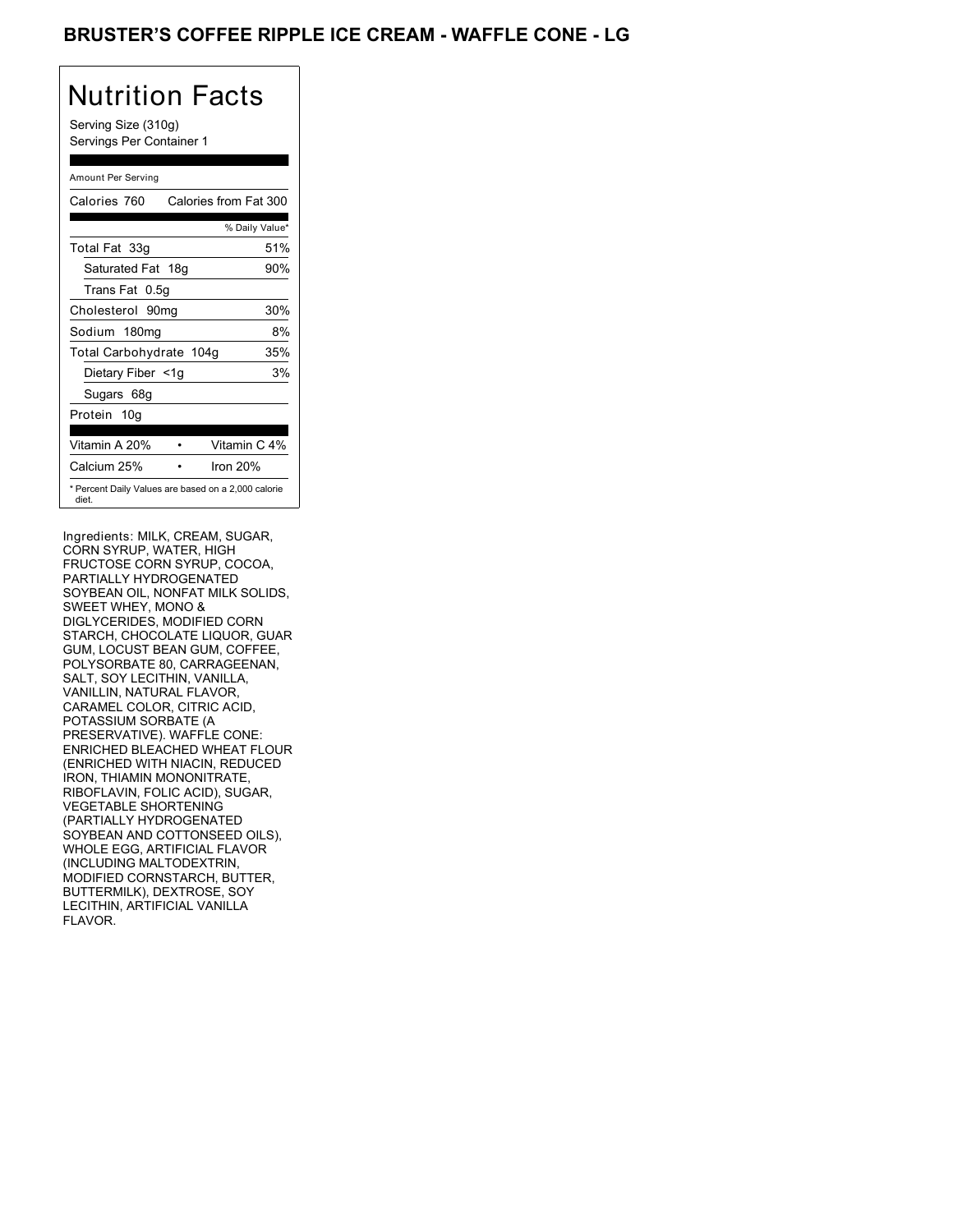# BRUSTER'S COFFEE RIPPLE ICE CREAM - WAFFLE CONE - LG

## Nutrition Facts

Serving Size (310g)
Servings Per Container 1

Amount Per Serving

| | |
|---|---|
| Calories 760 | Calories from Fat 300 |
| | % Daily Value* |
| Total Fat 33g | 51% |
| Saturated Fat 18g | 90% |
| Trans Fat 0.5g | |
| Cholesterol 90mg | 30% |
| Sodium 180mg | 8% |
| Total Carbohydrate 104g | 35% |
| Dietary Fiber <1g | 3% |
| Sugars 68g | |
| Protein 10g | |
| Vitamin A 20% | Vitamin C 4% |
| Calcium 25% | Iron 20% |

* Percent Daily Values are based on a 2,000 calorie diet.

Ingredients: MILK, CREAM, SUGAR, CORN SYRUP, WATER, HIGH FRUCTOSE CORN SYRUP, COCOA, PARTIALLY HYDROGENATED SOYBEAN OIL, NONFAT MILK SOLIDS, SWEET WHEY, MONO & DIGLYCERIDES, MODIFIED CORN STARCH, CHOCOLATE LIQUOR, GUAR GUM, LOCUST BEAN GUM, COFFEE, POLYSORBATE 80, CARRAGEENAN, SALT, SOY LECITHIN, VANILLA, VANILLIN, NATURAL FLAVOR, CARAMEL COLOR, CITRIC ACID, POTASSIUM SORBATE (A PRESERVATIVE). WAFFLE CONE: ENRICHED BLEACHED WHEAT FLOUR (ENRICHED WITH NIACIN, REDUCED IRON, THIAMIN MONONITRATE, RIBOFLAVIN, FOLIC ACID), SUGAR, VEGETABLE SHORTENING (PARTIALLY HYDROGENATED SOYBEAN AND COTTONSEED OILS), WHOLE EGG, ARTIFICIAL FLAVOR (INCLUDING MALTODEXTRIN, MODIFIED CORNSTARCH, BUTTER, BUTTERMILK), DEXTROSE, SOY LECITHIN, ARTIFICIAL VANILLA FLAVOR.